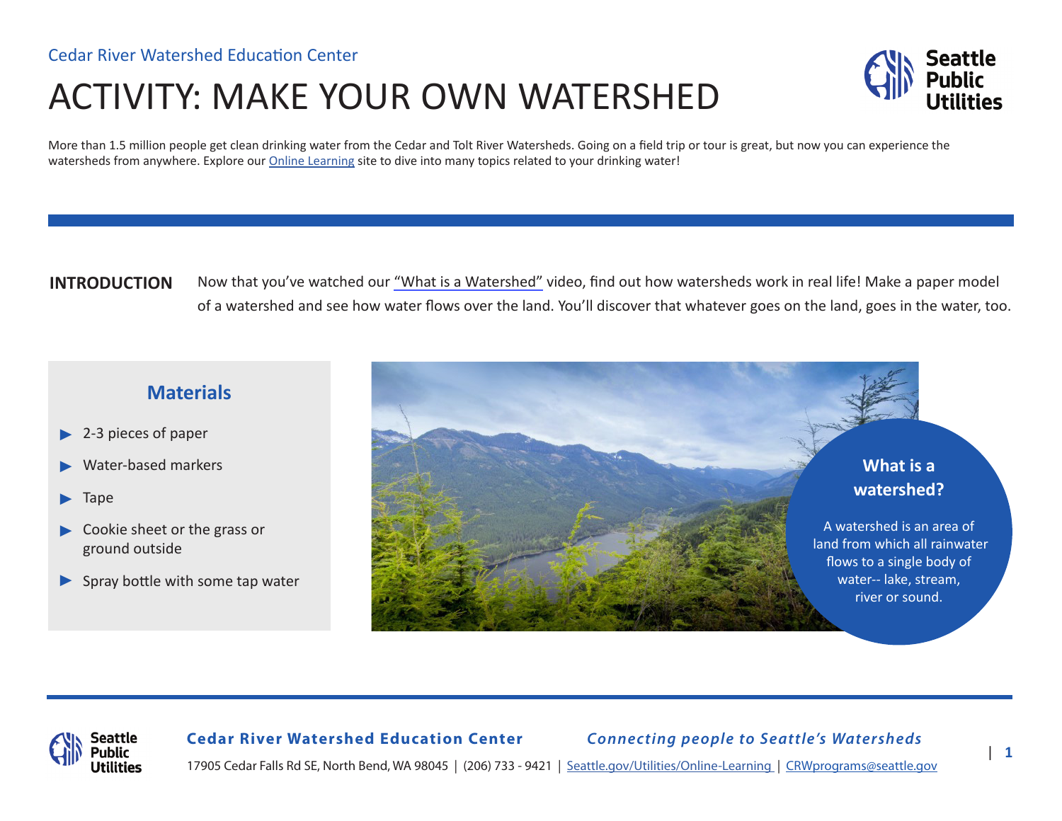Cedar River Watershed Education Center

# ACTIVITY: MAKE YOUR OWN WATERSHED

More than 1.5 million people get clean drinking water from the Cedar and Tolt River Watersheds. Going on a field trip or tour is great, but now you can experience the watersheds from anywhere. Explore our Online Learning site to dive into many topics related to your drinking water!

**INTRODUCTION**

Now that you've watched our "What is a Watershed" video, find out how watersheds work in real life! Make a paper model of a watershed and see how water flows over the land. You'll discover that whatever goes on the land, goes in the water, too.

## Materials

- 2-3 pieces of paper
- Water-based markers
- Tape
- Cookie sheet or the grass or ground outside
- Spray bottle with some tap water

### What is a watershed?

A watershed is an area of land from which all rainwater flows to a single body of water-- lake, stream, river or sound.

**Cedar River Watershed Education Center** *Connecting people to Seattle's Watersheds*

17905 Cedar Falls Rd SE, North Bend, WA 98045 | (206) 733 - 9421 | Seattle.gov/Utilities/Online-Learning | CRWprograms@seattle.gov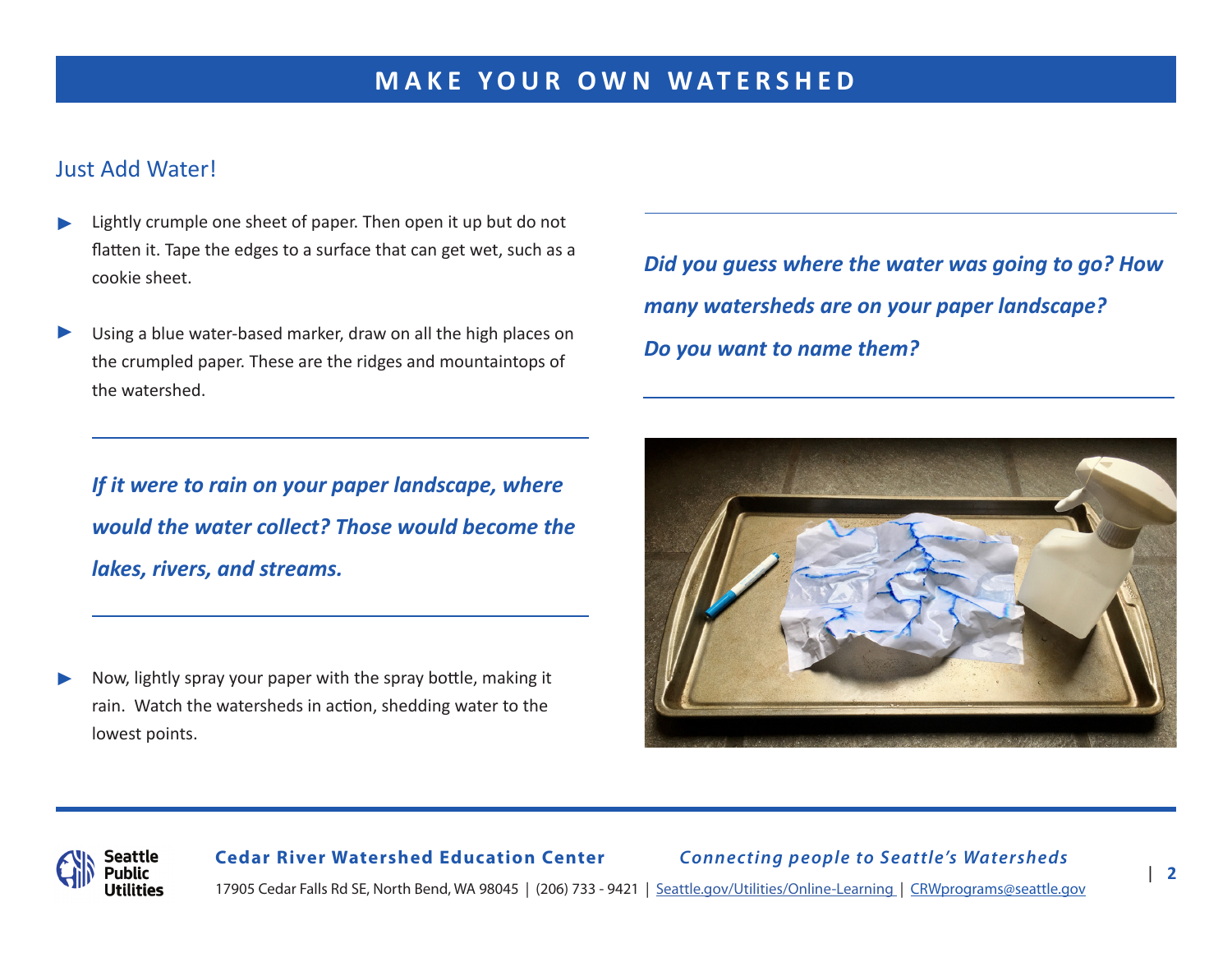# MAKE YOUR OWN WATERSHED

## Just Add Water!

- Lightly crumple one sheet of paper. Then open it up but do not flatten it. Tape the edges to a surface that can get wet, such as a cookie sheet.
- Using a blue water-based marker, draw on all the high places on the crumpled paper. These are the ridges and mountaintops of the watershed.

***If it were to rain on your paper landscape, where would the water collect? Those would become the lakes, rivers, and streams.***

- Now, lightly spray your paper with the spray bottle, making it rain. Watch the watersheds in action, shedding water to the lowest points.

***Did you guess where the water was going to go? How many watersheds are on your paper landscape? Do you want to name them?***

**Cedar River Watershed Education Center** *Connecting people to Seattle's Watersheds*

17905 Cedar Falls Rd SE, North Bend, WA 98045 | (206) 733 - 9421 | Seattle.gov/Utilities/Online-Learning | CRWprograms@seattle.gov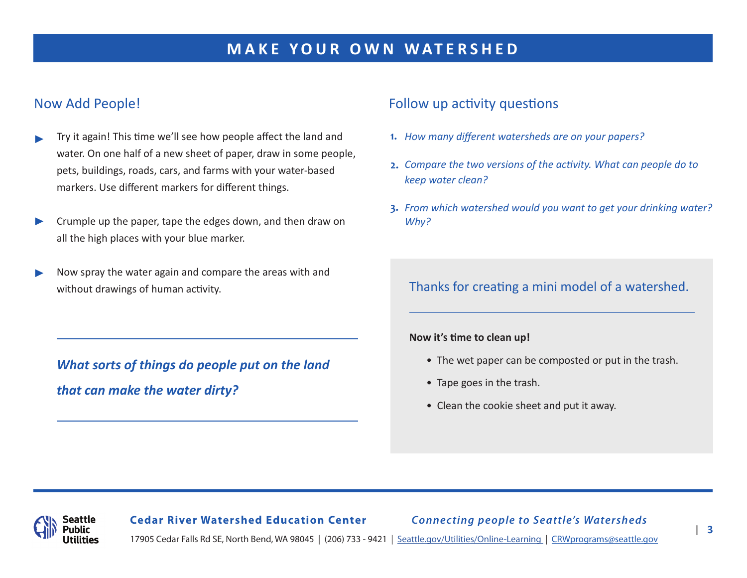# MAKE YOUR OWN WATERSHED

## Now Add People!

- Try it again! This time we'll see how people affect the land and water. On one half of a new sheet of paper, draw in some people, pets, buildings, roads, cars, and farms with your water-based markers. Use different markers for different things.
- Crumple up the paper, tape the edges down, and then draw on all the high places with your blue marker.
- Now spray the water again and compare the areas with and without drawings of human activity.

---

***What sorts of things do people put on the land that can make the water dirty?***

---

## Follow up activity questions

1. *How many different watersheds are on your papers?*
2. *Compare the two versions of the activity. What can people do to keep water clean?*
3. *From which watershed would you want to get your drinking water? Why?*

### Thanks for creating a mini model of a watershed.

**Now it's time to clean up!**

- The wet paper can be composted or put in the trash.
- Tape goes in the trash.
- Clean the cookie sheet and put it away.

Seattle Public Utilities

**Cedar River Watershed Education Center** *Connecting people to Seattle's Watersheds*

17905 Cedar Falls Rd SE, North Bend, WA 98045 | (206) 733 - 9421 | Seattle.gov/Utilities/Online-Learning | CRWprograms@seattle.gov